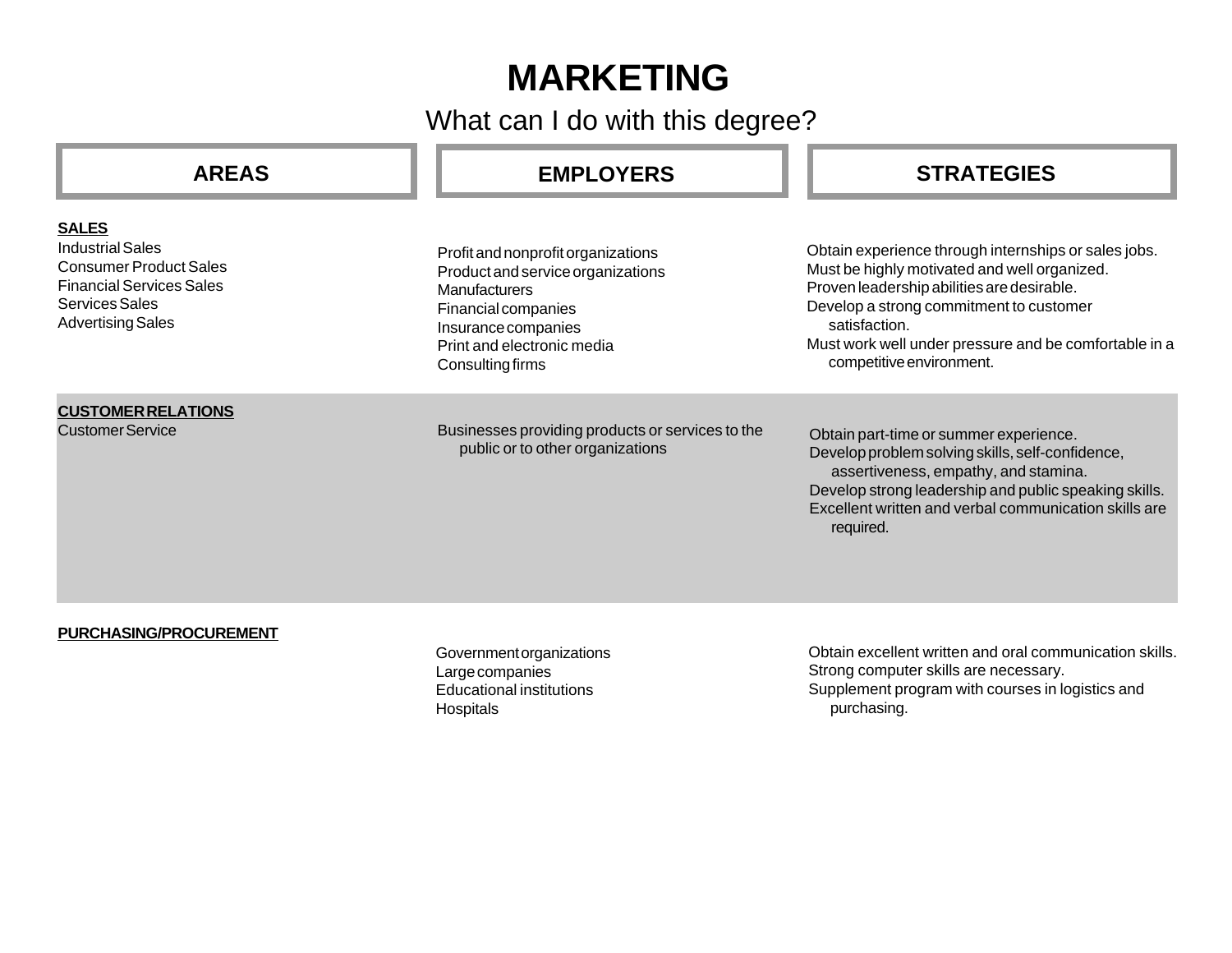# MARKETING

## What can I do with this degree?

| AREAS | EMPLOYERS | STRATEGIES |
|---|---|---|
| **SALES**<br>Industrial Sales<br>Consumer Product Sales<br>Financial Services Sales<br>Services Sales<br>Advertising Sales | Profit and nonprofit organizations<br>Product and service organizations<br>Manufacturers<br>Financial companies<br>Insurance companies<br>Print and electronic media<br>Consulting firms | Obtain experience through internships or sales jobs.<br>Must be highly motivated and well organized.<br>Proven leadership abilities are desirable.<br>Develop a strong commitment to customer satisfaction.<br>Must work well under pressure and be comfortable in a competitive environment. |
| **CUSTOMER RELATIONS**<br>Customer Service | Businesses providing products or services to the public or to other organizations | Obtain part-time or summer experience.<br>Develop problem solving skills, self-confidence, assertiveness, empathy, and stamina.<br>Develop strong leadership and public speaking skills.<br>Excellent written and verbal communication skills are required. |
| **PURCHASING/PROCUREMENT** | Government organizations<br>Large companies<br>Educational institutions<br>Hospitals | Obtain excellent written and oral communication skills.<br>Strong computer skills are necessary.<br>Supplement program with courses in logistics and purchasing. |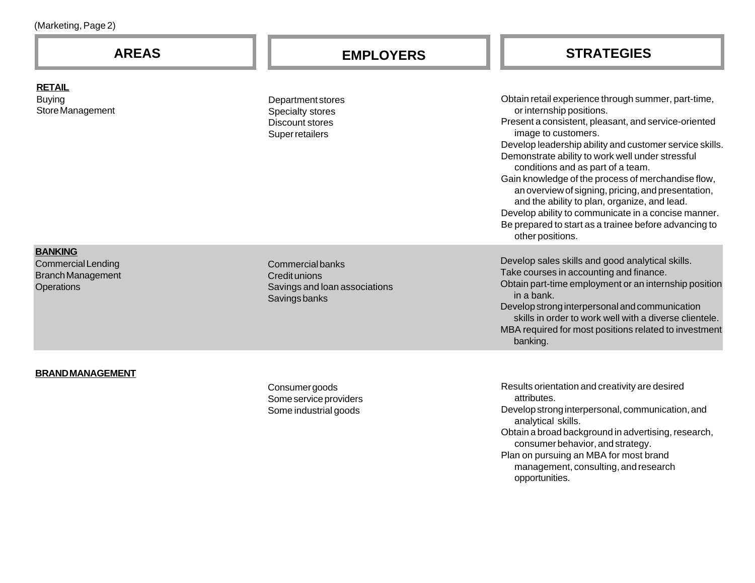(Marketing, Page 2)

| AREAS | EMPLOYERS | STRATEGIES |
| --- | --- | --- |
| **RETAIL**<br>Buying<br>Store Management | Department stores<br>Specialty stores<br>Discount stores<br>Super retailers | Obtain retail experience through summer, part-time, or internship positions.<br>Present a consistent, pleasant, and service-oriented image to customers.<br>Develop leadership ability and customer service skills.<br>Demonstrate ability to work well under stressful conditions and as part of a team.<br>Gain knowledge of the process of merchandise flow, an overview of signing, pricing, and presentation, and the ability to plan, organize, and lead.<br>Develop ability to communicate in a concise manner.<br>Be prepared to start as a trainee before advancing to other positions. |
| **BANKING**<br>Commercial Lending<br>Branch Management<br>Operations | Commercial banks<br>Credit unions<br>Savings and loan associations<br>Savings banks | Develop sales skills and good analytical skills.<br>Take courses in accounting and finance.<br>Obtain part-time employment or an internship position in a bank.<br>Develop strong interpersonal and communication skills in order to work well with a diverse clientele.<br>MBA required for most positions related to investment banking. |
| **BRAND MANAGEMENT** | Consumer goods<br>Some service providers<br>Some industrial goods | Results orientation and creativity are desired attributes.<br>Develop strong interpersonal, communication, and analytical skills.<br>Obtain a broad background in advertising, research, consumer behavior, and strategy.<br>Plan on pursuing an MBA for most brand management, consulting, and research opportunities. |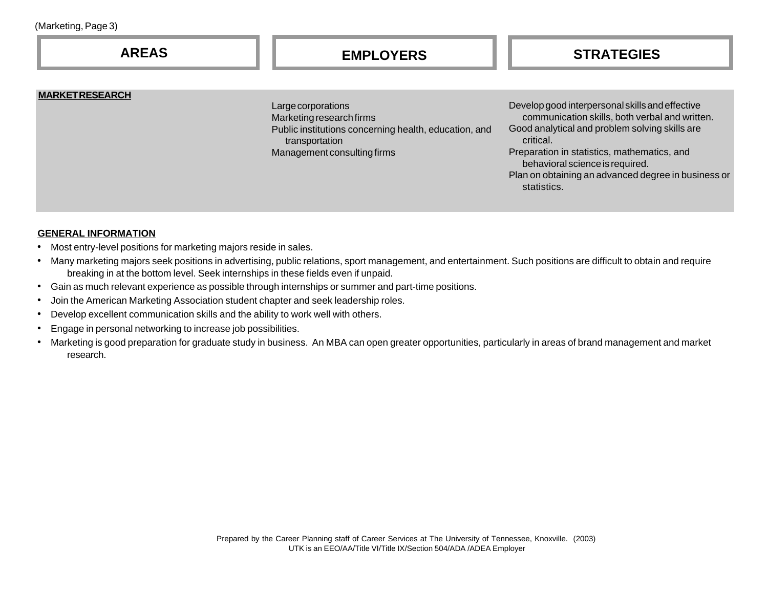| AREAS | EMPLOYERS | STRATEGIES |
| --- | --- | --- |
| **MARKET RESEARCH** | Large corporations<br>Marketing research firms<br>Public institutions concerning health, education, and transportation<br>Management consulting firms | Develop good interpersonal skills and effective communication skills, both verbal and written.<br>Good analytical and problem solving skills are critical.<br>Preparation in statistics, mathematics, and behavioral science is required.<br>Plan on obtaining an advanced degree in business or statistics. |

**GENERAL INFORMATION**

- Most entry-level positions for marketing majors reside in sales.
- Many marketing majors seek positions in advertising, public relations, sport management, and entertainment. Such positions are difficult to obtain and require breaking in at the bottom level. Seek internships in these fields even if unpaid.
- Gain as much relevant experience as possible through internships or summer and part-time positions.
- Join the American Marketing Association student chapter and seek leadership roles.
- Develop excellent communication skills and the ability to work well with others.
- Engage in personal networking to increase job possibilities.
- Marketing is good preparation for graduate study in business. An MBA can open greater opportunities, particularly in areas of brand management and market research.

Prepared by the Career Planning staff of Career Services at The University of Tennessee, Knoxville. (2003)
UTK is an EEO/AA/Title VI/Title IX/Section 504/ADA /ADEA Employer